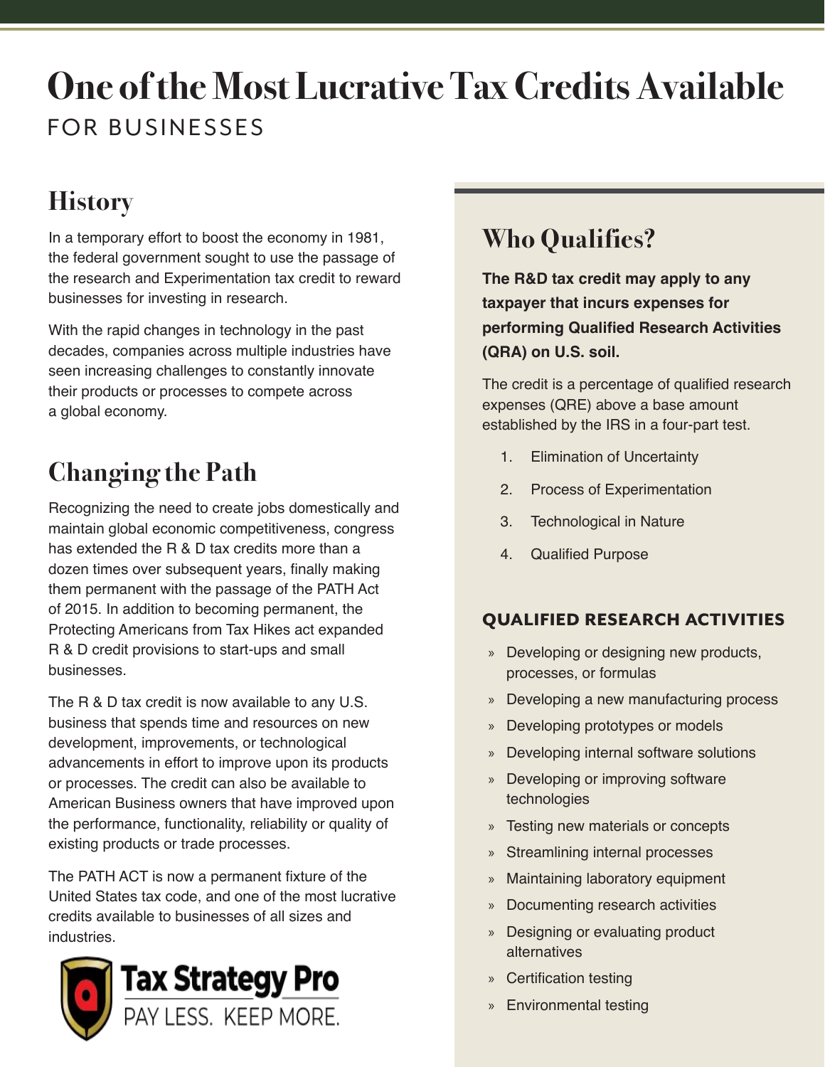# One of the Most Lucrative Tax Credits Available

FOR BUSINESSES

## History

In a temporary effort to boost the economy in 1981, the federal government sought to use the passage of the research and Experimentation tax credit to reward businesses for investing in research.

With the rapid changes in technology in the past decades, companies across multiple industries have seen increasing challenges to constantly innovate their products or processes to compete across a global economy.

## Changing the Path

Recognizing the need to create jobs domestically and maintain global economic competitiveness, congress has extended the R & D tax credits more than a dozen times over subsequent years, finally making them permanent with the passage of the PATH Act of 2015. In addition to becoming permanent, the Protecting Americans from Tax Hikes act expanded R & D credit provisions to start-ups and small businesses.

The R & D tax credit is now available to any U.S. business that spends time and resources on new development, improvements, or technological advancements in effort to improve upon its products or processes. The credit can also be available to American Business owners that have improved upon the performance, functionality, reliability or quality of existing products or trade processes.

The PATH ACT is now a permanent fixture of the United States tax code, and one of the most lucrative credits available to businesses of all sizes and industries.

Tax Strategy Pro
PAY LESS. KEEP MORE.

## Who Qualifies?

**The R&D tax credit may apply to any taxpayer that incurs expenses for performing Qualified Research Activities (QRA) on U.S. soil.**

The credit is a percentage of qualified research expenses (QRE) above a base amount established by the IRS in a four-part test.

1. Elimination of Uncertainty
2. Process of Experimentation
3. Technological in Nature
4. Qualified Purpose

### QUALIFIED RESEARCH ACTIVITIES

- Developing or designing new products, processes, or formulas
- Developing a new manufacturing process
- Developing prototypes or models
- Developing internal software solutions
- Developing or improving software technologies
- Testing new materials or concepts
- Streamlining internal processes
- Maintaining laboratory equipment
- Documenting research activities
- Designing or evaluating product alternatives
- Certification testing
- Environmental testing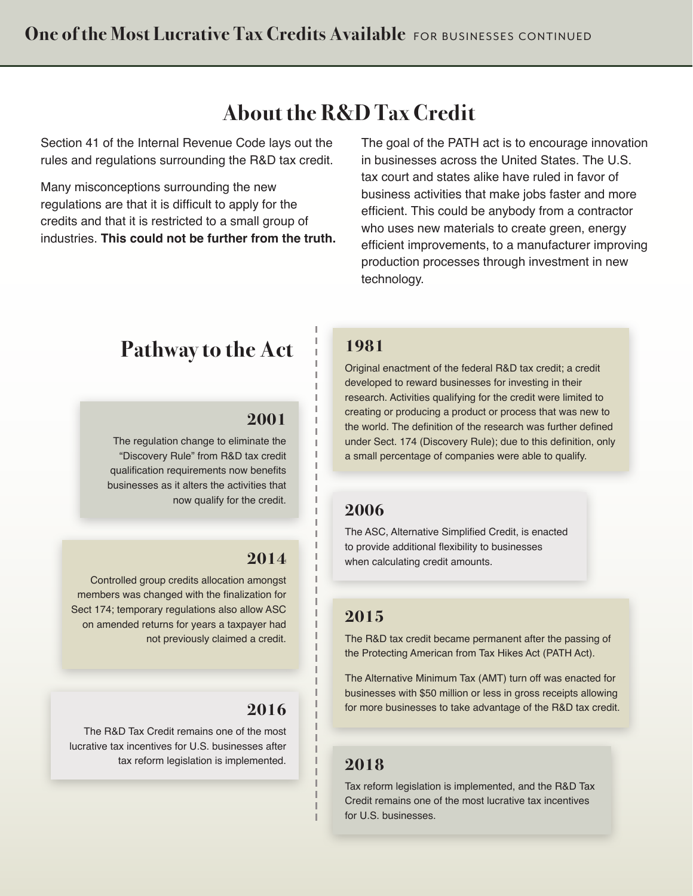# One of the Most Lucrative Tax Credits Available FOR BUSINESSES CONTINUED

## About the R&D Tax Credit

Section 41 of the Internal Revenue Code lays out the rules and regulations surrounding the R&D tax credit.

Many misconceptions surrounding the new regulations are that it is difficult to apply for the credits and that it is restricted to a small group of industries. **This could not be further from the truth.**

The goal of the PATH act is to encourage innovation in businesses across the United States. The U.S. tax court and states alike have ruled in favor of business activities that make jobs faster and more efficient. This could be anybody from a contractor who uses new materials to create green, energy efficient improvements, to a manufacturer improving production processes through investment in new technology.

## Pathway to the Act

### 1981

Original enactment of the federal R&D tax credit; a credit developed to reward businesses for investing in their research. Activities qualifying for the credit were limited to creating or producing a product or process that was new to the world. The definition of the research was further defined under Sect. 174 (Discovery Rule); due to this definition, only a small percentage of companies were able to qualify.

### 2001

The regulation change to eliminate the "Discovery Rule" from R&D tax credit qualification requirements now benefits businesses as it alters the activities that now qualify for the credit.

### 2006

The ASC, Alternative Simplified Credit, is enacted to provide additional flexibility to businesses when calculating credit amounts.

### 2014

Controlled group credits allocation amongst members was changed with the finalization for Sect 174; temporary regulations also allow ASC on amended returns for years a taxpayer had not previously claimed a credit.

### 2015

The R&D tax credit became permanent after the passing of the Protecting American from Tax Hikes Act (PATH Act).

The Alternative Minimum Tax (AMT) turn off was enacted for businesses with $50 million or less in gross receipts allowing for more businesses to take advantage of the R&D tax credit.

### 2016

The R&D Tax Credit remains one of the most lucrative tax incentives for U.S. businesses after tax reform legislation is implemented.

### 2018

Tax reform legislation is implemented, and the R&D Tax Credit remains one of the most lucrative tax incentives for U.S. businesses.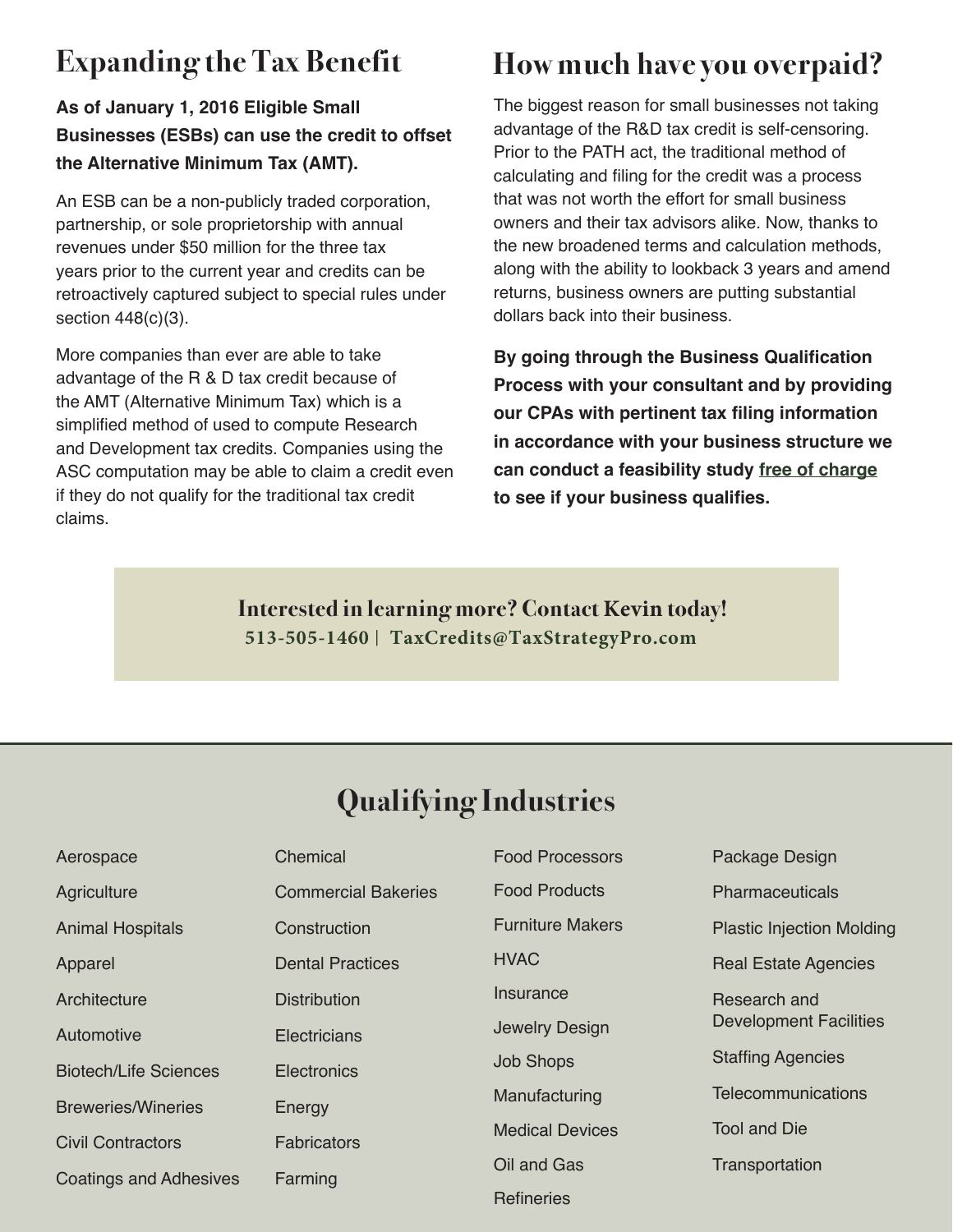## Expanding the Tax Benefit

**As of January 1, 2016 Eligible Small Businesses (ESBs) can use the credit to offset the Alternative Minimum Tax (AMT).**

An ESB can be a non-publicly traded corporation, partnership, or sole proprietorship with annual revenues under $50 million for the three tax years prior to the current year and credits can be retroactively captured subject to special rules under section 448(c)(3).

More companies than ever are able to take advantage of the R & D tax credit because of the AMT (Alternative Minimum Tax) which is a simplified method of used to compute Research and Development tax credits. Companies using the ASC computation may be able to claim a credit even if they do not qualify for the traditional tax credit claims.

## How much have you overpaid?

The biggest reason for small businesses not taking advantage of the R&D tax credit is self-censoring. Prior to the PATH act, the traditional method of calculating and filing for the credit was a process that was not worth the effort for small business owners and their tax advisors alike. Now, thanks to the new broadened terms and calculation methods, along with the ability to lookback 3 years and amend returns, business owners are putting substantial dollars back into their business.

**By going through the Business Qualification Process with your consultant and by providing our CPAs with pertinent tax filing information in accordance with your business structure we can conduct a feasibility study free of charge to see if your business qualifies.**

**Interested in learning more? Contact Kevin today!**
**513-505-1460 | TaxCredits@TaxStrategyPro.com**

## Qualifying Industries

- Aerospace
- Agriculture
- Animal Hospitals
- Apparel
- Architecture
- Automotive
- Biotech/Life Sciences
- Breweries/Wineries
- Civil Contractors
- Coatings and Adhesives
- Chemical
- Commercial Bakeries
- Construction
- Dental Practices
- Distribution
- Electricians
- Electronics
- Energy
- Fabricators
- Farming
- Food Processors
- Food Products
- Furniture Makers
- HVAC
- Insurance
- Jewelry Design
- Job Shops
- Manufacturing
- Medical Devices
- Oil and Gas
- Refineries
- Package Design
- Pharmaceuticals
- Plastic Injection Molding
- Real Estate Agencies
- Research and Development Facilities
- Staffing Agencies
- Telecommunications
- Tool and Die
- Transportation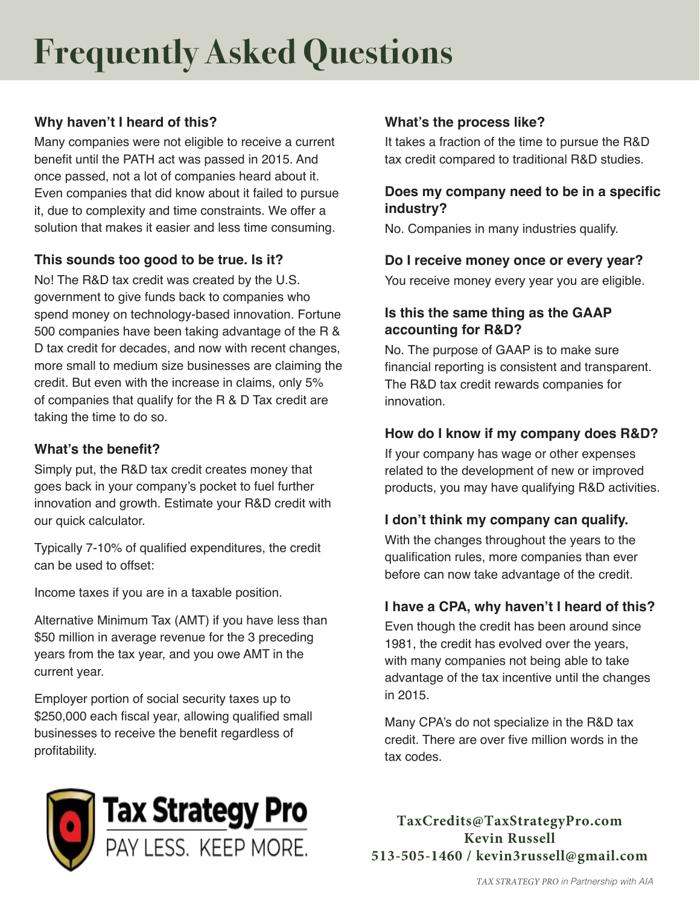# Frequently Asked Questions

### Why haven't I heard of this?

Many companies were not eligible to receive a current benefit until the PATH act was passed in 2015. And once passed, not a lot of companies heard about it. Even companies that did know about it failed to pursue it, due to complexity and time constraints. We offer a solution that makes it easier and less time consuming.

### This sounds too good to be true. Is it?

No! The R&D tax credit was created by the U.S. government to give funds back to companies who spend money on technology-based innovation. Fortune 500 companies have been taking advantage of the R & D tax credit for decades, and now with recent changes, more small to medium size businesses are claiming the credit. But even with the increase in claims, only 5% of companies that qualify for the R & D Tax credit are taking the time to do so.

### What's the benefit?

Simply put, the R&D tax credit creates money that goes back in your company's pocket to fuel further innovation and growth. Estimate your R&D credit with our quick calculator.

Typically 7-10% of qualified expenditures, the credit can be used to offset:

Income taxes if you are in a taxable position.

Alternative Minimum Tax (AMT) if you have less than $50 million in average revenue for the 3 preceding years from the tax year, and you owe AMT in the current year.

Employer portion of social security taxes up to $250,000 each fiscal year, allowing qualified small businesses to receive the benefit regardless of profitability.

### What's the process like?

It takes a fraction of the time to pursue the R&D tax credit compared to traditional R&D studies.

### Does my company need to be in a specific industry?

No. Companies in many industries qualify.

### Do I receive money once or every year?

You receive money every year you are eligible.

### Is this the same thing as the GAAP accounting for R&D?

No. The purpose of GAAP is to make sure financial reporting is consistent and transparent. The R&D tax credit rewards companies for innovation.

### How do I know if my company does R&D?

If your company has wage or other expenses related to the development of new or improved products, you may have qualifying R&D activities.

### I don't think my company can qualify.

With the changes throughout the years to the qualification rules, more companies than ever before can now take advantage of the credit.

### I have a CPA, why haven't I heard of this?

Even though the credit has been around since 1981, the credit has evolved over the years, with many companies not being able to take advantage of the tax incentive until the changes in 2015.

Many CPA's do not specialize in the R&D tax credit. There are over five million words in the tax codes.

**Tax Strategy Pro**

PAY LESS. KEEP MORE.

**TaxCredits@TaxStrategyPro.com**
**Kevin Russell**
**513-505-1460 / kevin3russell@gmail.com**

*TAX STRATEGY PRO in Partnership with AIA*